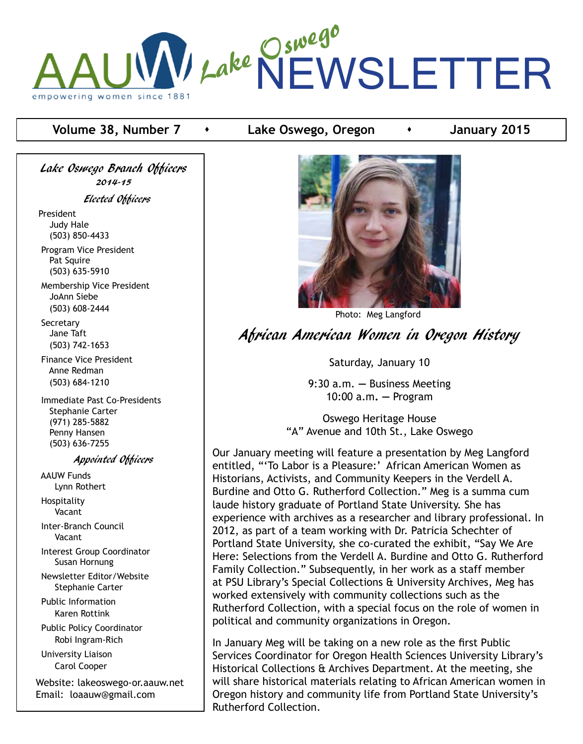# AAUW Lake Oswego NEWSLETTER

empowering women since 1881

**Volume 38, Number 7** • **Lake Oswego, Oregon** • **January 2015**

## Lake Oswego Branch Officers
**2014-15**

### Elected Officers

President
Judy Hale
(503) 850-4433

Program Vice President
Pat Squire
(503) 635-5910

Membership Vice President
JoAnn Siebe
(503) 608-2444

Secretary
Jane Taft
(503) 742-1653

Finance Vice President
Anne Redman
(503) 684-1210

Immediate Past Co-Presidents
Stephanie Carter
(971) 285-5882
Penny Hansen
(503) 636-7255

### Appointed Officers

AAUW Funds
Lynn Rothert

Hospitality
Vacant

Inter-Branch Council
Vacant

Interest Group Coordinator
Susan Hornung

Newsletter Editor/Website
Stephanie Carter

Public Information
Karen Rottink

Public Policy Coordinator
Robi Ingram-Rich

University Liaison
Carol Cooper

Website: lakeoswego-or.aauw.net
Email: loaauw@gmail.com

Photo: Meg Langford

## African American Women in Oregon History

Saturday, January 10

9:30 a.m. — Business Meeting
10:00 a.m. — Program

Oswego Heritage House
"A" Avenue and 10th St., Lake Oswego

Our January meeting will feature a presentation by Meg Langford entitled, "'To Labor is a Pleasure:' African American Women as Historians, Activists, and Community Keepers in the Verdell A. Burdine and Otto G. Rutherford Collection." Meg is a summa cum laude history graduate of Portland State University. She has experience with archives as a researcher and library professional. In 2012, as part of a team working with Dr. Patricia Schechter of Portland State University, she co-curated the exhibit, "Say We Are Here: Selections from the Verdell A. Burdine and Otto G. Rutherford Family Collection." Subsequently, in her work as a staff member at PSU Library's Special Collections & University Archives, Meg has worked extensively with community collections such as the Rutherford Collection, with a special focus on the role of women in political and community organizations in Oregon.

In January Meg will be taking on a new role as the first Public Services Coordinator for Oregon Health Sciences University Library's Historical Collections & Archives Department. At the meeting, she will share historical materials relating to African American women in Oregon history and community life from Portland State University's Rutherford Collection.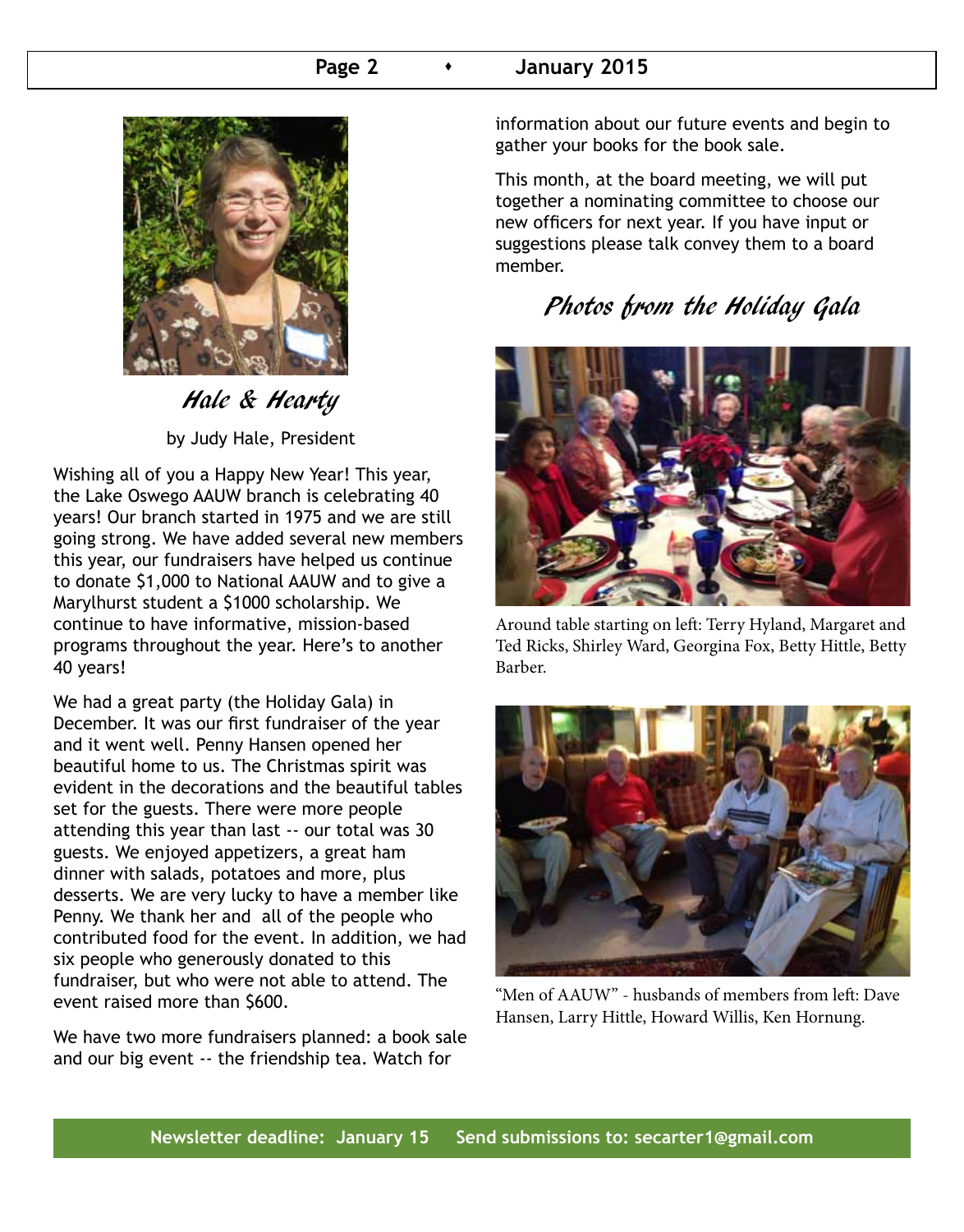## Hale & Hearty

by Judy Hale, President

Wishing all of you a Happy New Year! This year, the Lake Oswego AAUW branch is celebrating 40 years! Our branch started in 1975 and we are still going strong. We have added several new members this year, our fundraisers have helped us continue to donate $1,000 to National AAUW and to give a Marylhurst student a $1000 scholarship. We continue to have informative, mission-based programs throughout the year. Here's to another 40 years!

We had a great party (the Holiday Gala) in December. It was our first fundraiser of the year and it went well. Penny Hansen opened her beautiful home to us. The Christmas spirit was evident in the decorations and the beautiful tables set for the guests. There were more people attending this year than last -- our total was 30 guests. We enjoyed appetizers, a great ham dinner with salads, potatoes and more, plus desserts. We are very lucky to have a member like Penny. We thank her and all of the people who contributed food for the event. In addition, we had six people who generously donated to this fundraiser, but who were not able to attend. The event raised more than $600.

We have two more fundraisers planned: a book sale and our big event -- the friendship tea. Watch for information about our future events and begin to gather your books for the book sale.

This month, at the board meeting, we will put together a nominating committee to choose our new officers for next year. If you have input or suggestions please talk convey them to a board member.

## Photos from the Holiday Gala

Around table starting on left: Terry Hyland, Margaret and Ted Ricks, Shirley Ward, Georgina Fox, Betty Hittle, Betty Barber.

"Men of AAUW" - husbands of members from left: Dave Hansen, Larry Hittle, Howard Willis, Ken Hornung.

**Newsletter deadline: January 15 Send submissions to: secarter1@gmail.com**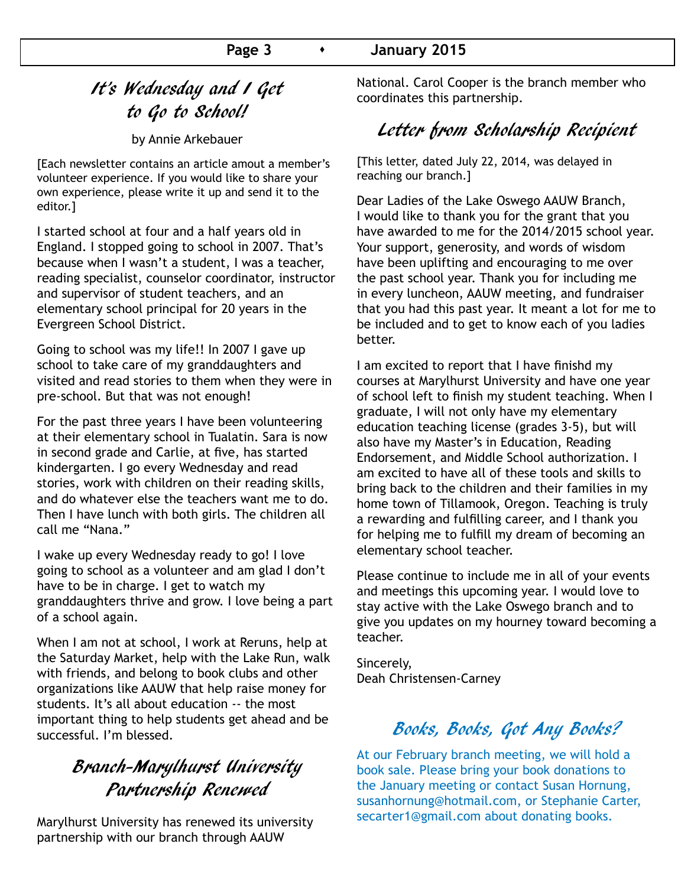## It's Wednesday and I Get to Go to School!

by Annie Arkebauer

[Each newsletter contains an article amout a member's volunteer experience. If you would like to share your own experience, please write it up and send it to the editor.]

I started school at four and a half years old in England. I stopped going to school in 2007. That's because when I wasn't a student, I was a teacher, reading specialist, counselor coordinator, instructor and supervisor of student teachers, and an elementary school principal for 20 years in the Evergreen School District.

Going to school was my life!! In 2007 I gave up school to take care of my granddaughters and visited and read stories to them when they were in pre-school. But that was not enough!

For the past three years I have been volunteering at their elementary school in Tualatin. Sara is now in second grade and Carlie, at five, has started kindergarten. I go every Wednesday and read stories, work with children on their reading skills, and do whatever else the teachers want me to do. Then I have lunch with both girls. The children all call me "Nana."

I wake up every Wednesday ready to go! I love going to school as a volunteer and am glad I don't have to be in charge. I get to watch my granddaughters thrive and grow. I love being a part of a school again.

When I am not at school, I work at Reruns, help at the Saturday Market, help with the Lake Run, walk with friends, and belong to book clubs and other organizations like AAUW that help raise money for students. It's all about education -- the most important thing to help students get ahead and be successful. I'm blessed.

## Branch-Marylhurst University Partnership Renewed

Marylhurst University has renewed its university partnership with our branch through AAUW National. Carol Cooper is the branch member who coordinates this partnership.

## Letter from Scholarship Recipient

[This letter, dated July 22, 2014, was delayed in reaching our branch.]

Dear Ladies of the Lake Oswego AAUW Branch,
I would like to thank you for the grant that you have awarded to me for the 2014/2015 school year. Your support, generosity, and words of wisdom have been uplifting and encouraging to me over the past school year. Thank you for including me in every luncheon, AAUW meeting, and fundraiser that you had this past year. It meant a lot for me to be included and to get to know each of you ladies better.

I am excited to report that I have finishd my courses at Marylhurst University and have one year of school left to finish my student teaching. When I graduate, I will not only have my elementary education teaching license (grades 3-5), but will also have my Master's in Education, Reading Endorsement, and Middle School authorization. I am excited to have all of these tools and skills to bring back to the children and their families in my home town of Tillamook, Oregon. Teaching is truly a rewarding and fulfilling career, and I thank you for helping me to fulfill my dream of becoming an elementary school teacher.

Please continue to include me in all of your events and meetings this upcoming year. I would love to stay active with the Lake Oswego branch and to give you updates on my hourney toward becoming a teacher.

Sincerely,
Deah Christensen-Carney

## Books, Books, Got Any Books?

At our February branch meeting, we will hold a book sale. Please bring your book donations to the January meeting or contact Susan Hornung, susanhornung@hotmail.com, or Stephanie Carter, secarter1@gmail.com about donating books.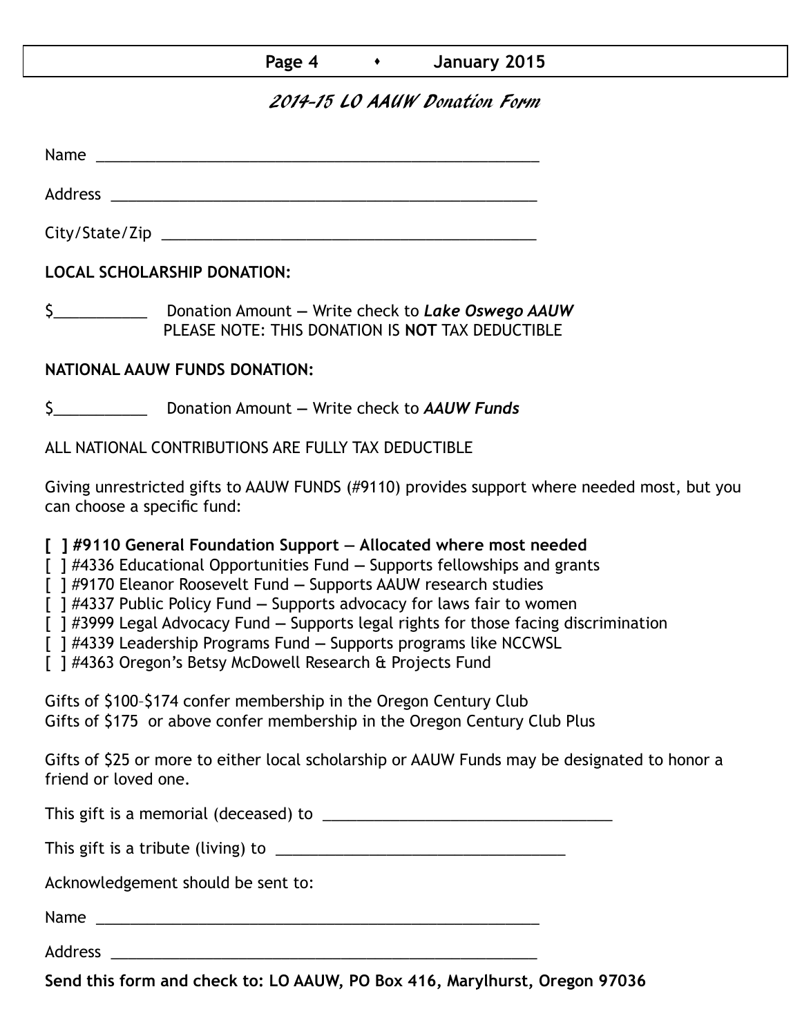## 2014-15 LO AAUW Donation Form

Name ______________________________________________________

Address ____________________________________________________

City/State/Zip ______________________________________________

**LOCAL SCHOLARSHIP DONATION:**

$___________ Donation Amount — Write check to ***Lake Oswego AAUW***
PLEASE NOTE: THIS DONATION IS **NOT** TAX DEDUCTIBLE

**NATIONAL AAUW FUNDS DONATION:**

$___________ Donation Amount — Write check to ***AAUW Funds***

ALL NATIONAL CONTRIBUTIONS ARE FULLY TAX DEDUCTIBLE

Giving unrestricted gifts to AAUW FUNDS (#9110) provides support where needed most, but you can choose a specific fund:

**[ ] #9110 General Foundation Support — Allocated where most needed**
[ ] #4336 Educational Opportunities Fund — Supports fellowships and grants
[ ] #9170 Eleanor Roosevelt Fund — Supports AAUW research studies
[ ] #4337 Public Policy Fund — Supports advocacy for laws fair to women
[ ] #3999 Legal Advocacy Fund — Supports legal rights for those facing discrimination
[ ] #4339 Leadership Programs Fund — Supports programs like NCCWSL
[ ] #4363 Oregon's Betsy McDowell Research & Projects Fund

Gifts of $100–$174 confer membership in the Oregon Century Club
Gifts of $175 or above confer membership in the Oregon Century Club Plus

Gifts of $25 or more to either local scholarship or AAUW Funds may be designated to honor a friend or loved one.

This gift is a memorial (deceased) to ___________________________________

This gift is a tribute (living) to ___________________________________

Acknowledgement should be sent to:

Name ______________________________________________________

Address ____________________________________________________

**Send this form and check to: LO AAUW, PO Box 416, Marylhurst, Oregon 97036**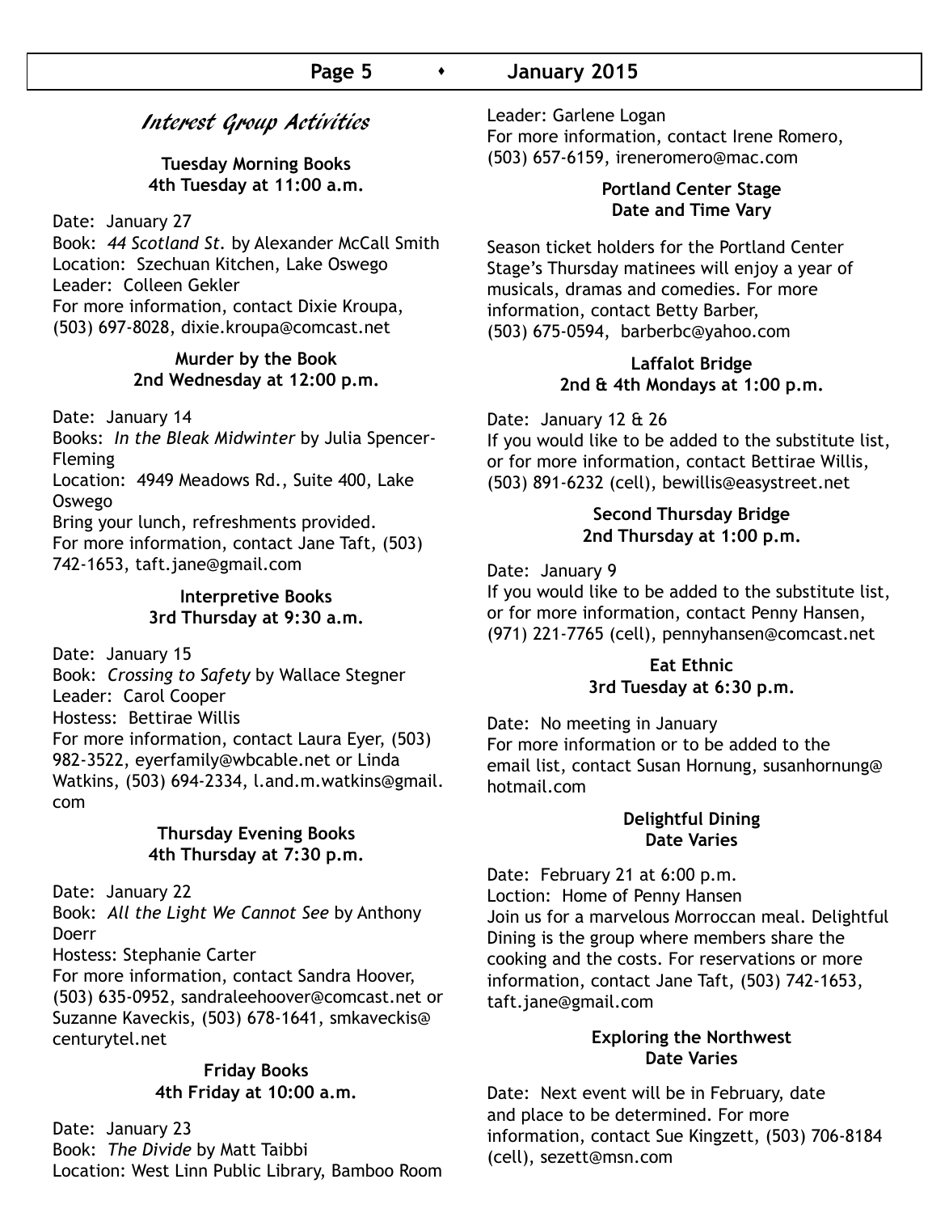## Interest Group Activities

**Tuesday Morning Books**
**4th Tuesday at 11:00 a.m.**

Date: January 27
Book: *44 Scotland St.* by Alexander McCall Smith
Location: Szechuan Kitchen, Lake Oswego
Leader: Colleen Gekler
For more information, contact Dixie Kroupa, (503) 697-8028, dixie.kroupa@comcast.net

**Murder by the Book**
**2nd Wednesday at 12:00 p.m.**

Date: January 14
Books: *In the Bleak Midwinter* by Julia Spencer-Fleming
Location: 4949 Meadows Rd., Suite 400, Lake Oswego
Bring your lunch, refreshments provided.
For more information, contact Jane Taft, (503) 742-1653, taft.jane@gmail.com

**Interpretive Books**
**3rd Thursday at 9:30 a.m.**

Date: January 15
Book: *Crossing to Safety* by Wallace Stegner
Leader: Carol Cooper
Hostess: Bettirae Willis
For more information, contact Laura Eyer, (503) 982-3522, eyerfamily@wbcable.net or Linda Watkins, (503) 694-2334, l.and.m.watkins@gmail.com

**Thursday Evening Books**
**4th Thursday at 7:30 p.m.**

Date: January 22
Book: *All the Light We Cannot See* by Anthony Doerr
Hostess: Stephanie Carter
For more information, contact Sandra Hoover, (503) 635-0952, sandraleehoover@comcast.net or Suzanne Kaveckis, (503) 678-1641, smkaveckis@centurytel.net

**Friday Books**
**4th Friday at 10:00 a.m.**

Date: January 23
Book: *The Divide* by Matt Taibbi
Location: West Linn Public Library, Bamboo Room
Leader: Garlene Logan
For more information, contact Irene Romero, (503) 657-6159, ireneromero@mac.com

**Portland Center Stage**
**Date and Time Vary**

Season ticket holders for the Portland Center Stage's Thursday matinees will enjoy a year of musicals, dramas and comedies. For more information, contact Betty Barber, (503) 675-0594, barberbc@yahoo.com

**Laffalot Bridge**
**2nd & 4th Mondays at 1:00 p.m.**

Date: January 12 & 26
If you would like to be added to the substitute list, or for more information, contact Bettirae Willis, (503) 891-6232 (cell), bewillis@easystreet.net

**Second Thursday Bridge**
**2nd Thursday at 1:00 p.m.**

Date: January 9
If you would like to be added to the substitute list, or for more information, contact Penny Hansen, (971) 221-7765 (cell), pennyhansen@comcast.net

**Eat Ethnic**
**3rd Tuesday at 6:30 p.m.**

Date: No meeting in January
For more information or to be added to the email list, contact Susan Hornung, susanhornung@hotmail.com

**Delightful Dining**
**Date Varies**

Date: February 21 at 6:00 p.m.
Loction: Home of Penny Hansen
Join us for a marvelous Morroccan meal. Delightful Dining is the group where members share the cooking and the costs. For reservations or more information, contact Jane Taft, (503) 742-1653, taft.jane@gmail.com

**Exploring the Northwest**
**Date Varies**

Date: Next event will be in February, date and place to be determined. For more information, contact Sue Kingzett, (503) 706-8184 (cell), sezett@msn.com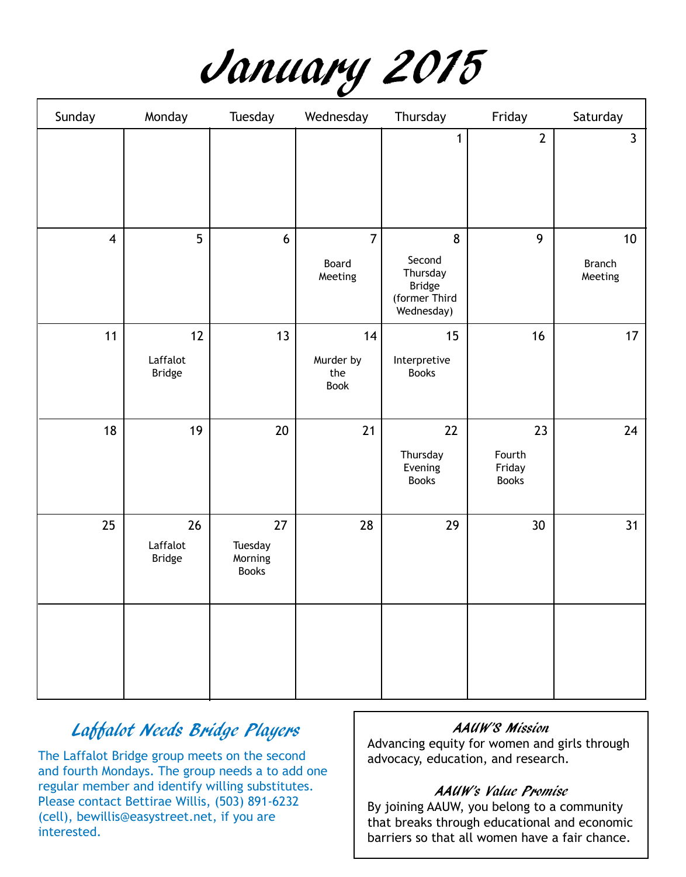# January 2015

| Sunday | Monday | Tuesday | Wednesday | Thursday | Friday | Saturday |
|---|---|---|---|---|---|---|
| | | | | 1 | 2 | 3 |
| 4 | 5 | 6 | 7 Board Meeting | 8 Second Thursday Bridge (former Third Wednesday) | 9 | 10 Branch Meeting |
| 11 | 12 Laffalot Bridge | 13 | 14 Murder by the Book | 15 Interpretive Books | 16 | 17 |
| 18 | 19 | 20 | 21 | 22 Thursday Evening Books | 23 Fourth Friday Books | 24 |
| 25 | 26 Laffalot Bridge | 27 Tuesday Morning Books | 28 | 29 | 30 | 31 |
| | | | | | | |

## Laffalot Needs Bridge Players

The Laffalot Bridge group meets on the second and fourth Mondays. The group needs a to add one regular member and identify willing substitutes. Please contact Bettirae Willis, (503) 891-6232 (cell), bewillis@easystreet.net, if you are interested.

### AAUW'S Mission

Advancing equity for women and girls through advocacy, education, and research.

### AAUW's Value Promise

By joining AAUW, you belong to a community that breaks through educational and economic barriers so that all women have a fair chance.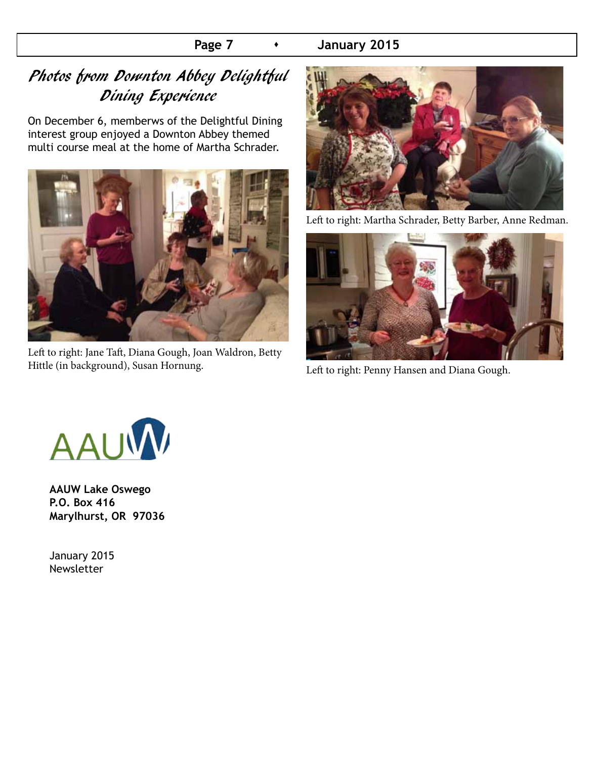# *Photos from Downton Abbey Delightful Dining Experience*

On December 6, memberws of the Delightful Dining interest group enjoyed a Downton Abbey themed multi course meal at the home of Martha Schrader.

Left to right: Jane Taft, Diana Gough, Joan Waldron, Betty Hittle (in background), Susan Hornung.

Left to right: Martha Schrader, Betty Barber, Anne Redman.

Left to right: Penny Hansen and Diana Gough.

AAUW

**AAUW Lake Oswego**
**P.O. Box 416**
**Marylhurst, OR 97036**

January 2015
Newsletter